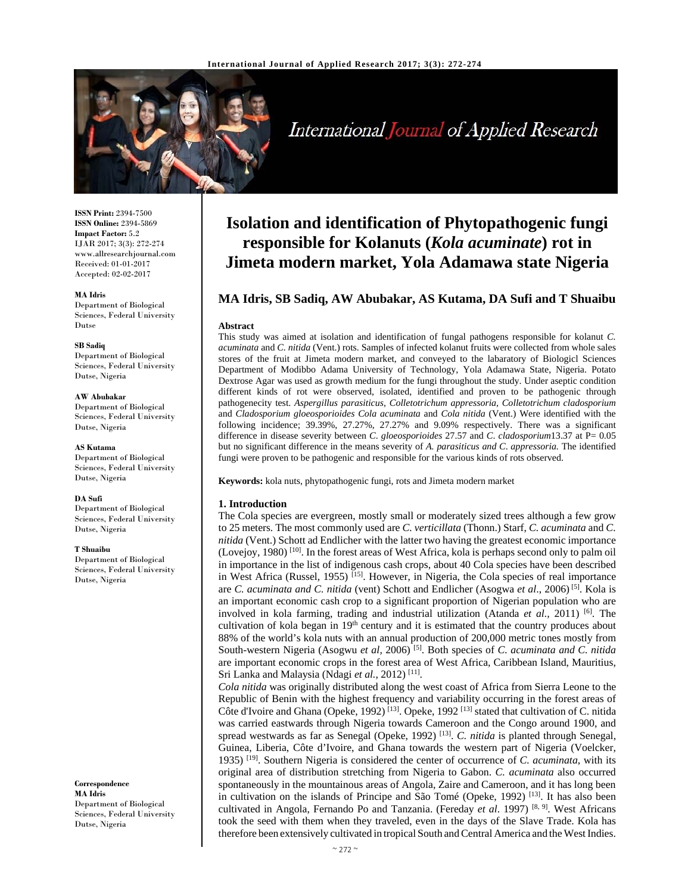**ISSN Print:** 2394-7500
**ISSN Online:** 2394-5869
**Impact Factor:** 5.2
IJAR 2017; 3(3): 272-274
www.allresearchjournal.com
Received: 01-01-2017
Accepted: 02-02-2017

**MA Idris**
Department of Biological Sciences, Federal University Dutse

**SB Sadiq**
Department of Biological Sciences, Federal University Dutse, Nigeria

**AW Abubakar**
Department of Biological Sciences, Federal University Dutse, Nigeria

**AS Kutama**
Department of Biological Sciences, Federal University Dutse, Nigeria

**DA Sufi**
Department of Biological Sciences, Federal University Dutse, Nigeria

**T Shuaibu**
Department of Biological Sciences, Federal University Dutse, Nigeria

**Correspondence**
**MA Idris**
Department of Biological Sciences, Federal University Dutse, Nigeria

# Isolation and identification of Phytopathogenic fungi responsible for Kolanuts (*Kola acuminate*) rot in Jimeta modern market, Yola Adamawa state Nigeria

## MA Idris, SB Sadiq, AW Abubakar, AS Kutama, DA Sufi and T Shuaibu

### Abstract

This study was aimed at isolation and identification of fungal pathogens responsible for kolanut *C. acuminata* and *C. nitida* (Vent.) rots. Samples of infected kolanut fruits were collected from whole sales stores of the fruit at Jimeta modern market, and conveyed to the labaratory of Biologicl Sciences Department of Modibbo Adama University of Technology, Yola Adamawa State, Nigeria. Potato Dextrose Agar was used as growth medium for the fungi throughout the study. Under aseptic condition different kinds of rot were observed, isolated, identified and proven to be pathogenic through pathogenecity test. *Aspergillus parasiticus*, *Colletotrichum appressoria*, *Colletotrichum cladosporium* and *Cladosporium gloeosporioides Cola acuminata* and *Cola nitida* (Vent.) Were identified with the following incidence; 39.39%, 27.27%, 27.27% and 9.09% respectively. There was a significant difference in disease severity between *C. gloeosporioides* 27.57 and *C. cladosporium*13.37 at P= 0.05 but no significant difference in the means severity of *A. parasiticus and C. appressoria.* The identified fungi were proven to be pathogenic and responsible for the various kinds of rots observed.

**Keywords:** kola nuts, phytopathogenic fungi, rots and Jimeta modern market

### 1. Introduction

The Cola species are evergreen, mostly small or moderately sized trees although a few grow to 25 meters. The most commonly used are *C. verticillata* (Thonn.) Starf, *C. acuminata* and *C. nitida* (Vent.) Schott ad Endlicher with the latter two having the greatest economic importance (Lovejoy, 1980) [10]. In the forest areas of West Africa, kola is perhaps second only to palm oil in importance in the list of indigenous cash crops, about 40 Cola species have been described in West Africa (Russel, 1955) [15]. However, in Nigeria, the Cola species of real importance are *C. acuminata and C. nitida* (vent) Schott and Endlicher (Asogwa *et al*., 2006) [5]. Kola is an important economic cash crop to a significant proportion of Nigerian population who are involved in kola farming, trading and industrial utilization (Atanda *et al.*, 2011) [6]. The cultivation of kola began in 19th century and it is estimated that the country produces about 88% of the world's kola nuts with an annual production of 200,000 metric tones mostly from South-western Nigeria (Asogwu *et al,* 2006) [5]. Both species of *C. acuminata and C. nitida* are important economic crops in the forest area of West Africa, Caribbean Island, Mauritius, Sri Lanka and Malaysia (Ndagi *et al.,* 2012) [11].

*Cola nitida* was originally distributed along the west coast of Africa from Sierra Leone to the Republic of Benin with the highest frequency and variability occurring in the forest areas of Côte d'Ivoire and Ghana (Opeke, 1992) [13]. Opeke, 1992 [13] stated that cultivation of C. nitida was carried eastwards through Nigeria towards Cameroon and the Congo around 1900, and spread westwards as far as Senegal (Opeke, 1992) [13]. *C. nitida* is planted through Senegal, Guinea, Liberia, Côte d'Ivoire, and Ghana towards the western part of Nigeria (Voelcker, 1935) [19]. Southern Nigeria is considered the center of occurrence of *C. acuminata*, with its original area of distribution stretching from Nigeria to Gabon. *C. acuminata* also occurred spontaneously in the mountainous areas of Angola, Zaire and Cameroon, and it has long been in cultivation on the islands of Principe and São Tomé (Opeke, 1992) [13]. It has also been cultivated in Angola, Fernando Po and Tanzania. (Fereday *et al*. 1997) [8, 9]. West Africans took the seed with them when they traveled, even in the days of the Slave Trade. Kola has therefore been extensively cultivated in tropical South and Central America and the West Indies.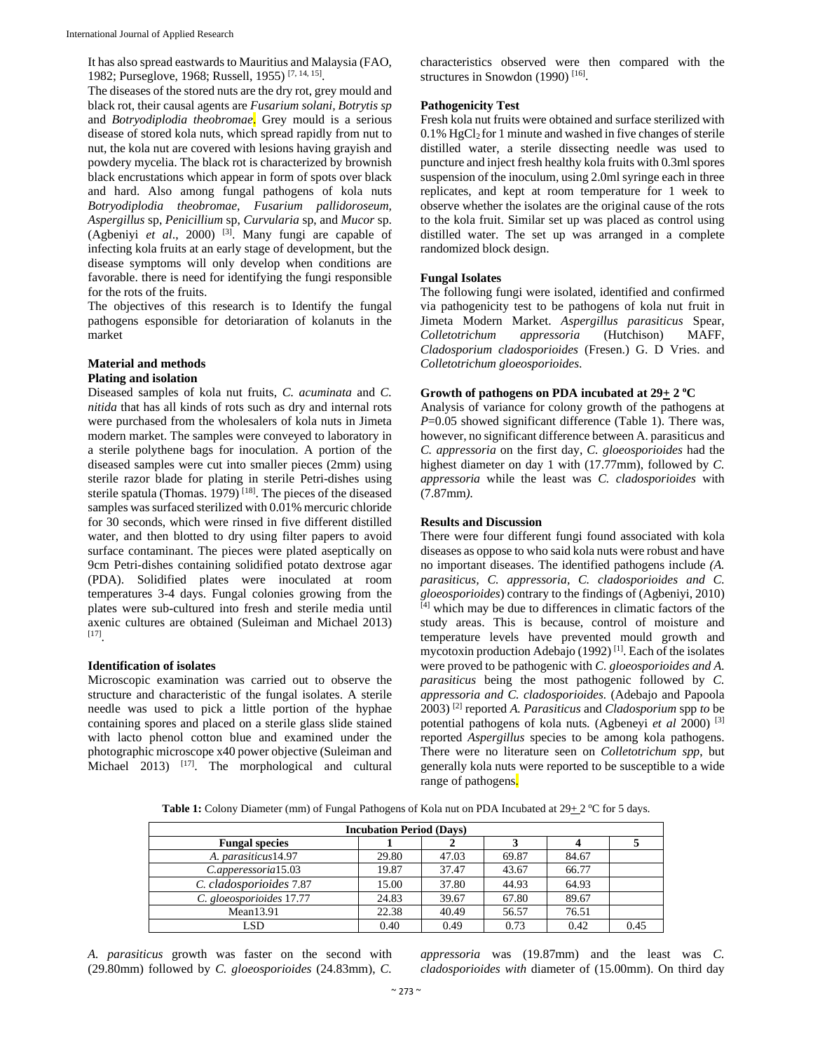It has also spread eastwards to Mauritius and Malaysia (FAO, 1982; Purseglove, 1968; Russell, 1955) [7, 14, 15].

The diseases of the stored nuts are the dry rot, grey mould and black rot, their causal agents are *Fusarium solani, Botrytis sp* and *Botryodiplodia theobromae*. Grey mould is a serious disease of stored kola nuts, which spread rapidly from nut to nut, the kola nut are covered with lesions having grayish and powdery mycelia. The black rot is characterized by brownish black encrustations which appear in form of spots over black and hard. Also among fungal pathogens of kola nuts *Botryodiplodia theobromae, Fusarium pallidoroseum, Aspergillus* sp, *Penicillium* sp, *Curvularia* sp, and *Mucor* sp. (Agbeniyi *et al*., 2000) [3]. Many fungi are capable of infecting kola fruits at an early stage of development, but the disease symptoms will only develop when conditions are favorable. there is need for identifying the fungi responsible for the rots of the fruits.

The objectives of this research is to Identify the fungal pathogens esponsible for detoriaration of kolanuts in the market

## Material and methods

### Plating and isolation

Diseased samples of kola nut fruits, *C. acuminata* and *C. nitida* that has all kinds of rots such as dry and internal rots were purchased from the wholesalers of kola nuts in Jimeta modern market. The samples were conveyed to laboratory in a sterile polythene bags for inoculation. A portion of the diseased samples were cut into smaller pieces (2mm) using sterile razor blade for plating in sterile Petri-dishes using sterile spatula (Thomas. 1979) [18]. The pieces of the diseased samples was surfaced sterilized with 0.01% mercuric chloride for 30 seconds, which were rinsed in five different distilled water, and then blotted to dry using filter papers to avoid surface contaminant. The pieces were plated aseptically on 9cm Petri-dishes containing solidified potato dextrose agar (PDA). Solidified plates were inoculated at room temperatures 3-4 days. Fungal colonies growing from the plates were sub-cultured into fresh and sterile media until axenic cultures are obtained (Suleiman and Michael 2013) [17].

### Identification of isolates

Microscopic examination was carried out to observe the structure and characteristic of the fungal isolates. A sterile needle was used to pick a little portion of the hyphae containing spores and placed on a sterile glass slide stained with lacto phenol cotton blue and examined under the photographic microscope x40 power objective (Suleiman and Michael 2013) [17]. The morphological and cultural characteristics observed were then compared with the structures in Snowdon (1990) [16].

### Pathogenicity Test

Fresh kola nut fruits were obtained and surface sterilized with 0.1% $HgCl_2$ for 1 minute and washed in five changes of sterile distilled water, a sterile dissecting needle was used to puncture and inject fresh healthy kola fruits with 0.3ml spores suspension of the inoculum, using 2.0ml syringe each in three replicates, and kept at room temperature for 1 week to observe whether the isolates are the original cause of the rots to the kola fruit. Similar set up was placed as control using distilled water. The set up was arranged in a complete randomized block design.

### Fungal Isolates

The following fungi were isolated, identified and confirmed via pathogenicity test to be pathogens of kola nut fruit in Jimeta Modern Market. *Aspergillus parasiticus* Spear, *Colletotrichum appressoria* (Hutchison) MAFF, *Cladosporium cladosporioides* (Fresen.) G. D Vries. and *Colletotrichum gloeosporioides*.

### Growth of pathogens on PDA incubated at 29+ 2 ºC

Analysis of variance for colony growth of the pathogens at *P*=0.05 showed significant difference (Table 1). There was, however, no significant difference between A. parasiticus and *C. appressoria* on the first day, *C. gloeosporioides* had the highest diameter on day 1 with (17.77mm), followed by *C. appressoria* while the least was *C. cladosporioides* with (7.87mm*)*.

## Results and Discussion

There were four different fungi found associated with kola diseases as oppose to who said kola nuts were robust and have no important diseases. The identified pathogens include *(A. parasiticus, C. appressoria, C. cladosporioides and C. gloeosporioides*) contrary to the findings of (Agbeniyi, 2010) [4] which may be due to differences in climatic factors of the study areas. This is because, control of moisture and temperature levels have prevented mould growth and mycotoxin production Adebajo (1992) [1]. Each of the isolates were proved to be pathogenic with *C. gloeosporioides and A. parasiticus* being the most pathogenic followed by *C. appressoria and C. cladosporioides*. (Adebajo and Papoola 2003) [2] reported *A. Parasiticus* and *Cladosporium* spp *to* be potential pathogens of kola nuts*.* (Agbeneyi *et al* 2000) [3] reported *Aspergillus* species to be among kola pathogens. There were no literature seen on *Colletotrichum spp*, but generally kola nuts were reported to be susceptible to a wide range of pathogens.

**Table 1:** Colony Diameter (mm) of Fungal Pathogens of Kola nut on PDA Incubated at 29+ 2 ºC for 5 days.

| Incubation Period (Days) | | | | | |
|---|---|---|---|---|---|
| **Fungal species** | **1** | **2** | **3** | **4** | **5** |
| *A. parasiticus*14.97 | 29.80 | 47.03 | 69.87 | 84.67 | |
| *C.apperessoria*15.03 | 19.87 | 37.47 | 43.67 | 66.77 | |
| *C. cladosporioides* 7.87 | 15.00 | 37.80 | 44.93 | 64.93 | |
| *C. gloeosporioides* 17.77 | 24.83 | 39.67 | 67.80 | 89.67 | |
| Mean13.91 | 22.38 | 40.49 | 56.57 | 76.51 | |
| LSD | 0.40 | 0.49 | 0.73 | 0.42 | 0.45 |

*A. parasiticus* growth was faster on the second with (29.80mm) followed by *C. gloeosporioides* (24.83mm), *C. appressoria* was (19.87mm) and the least was *C. cladosporioides with* diameter of (15.00mm). On third day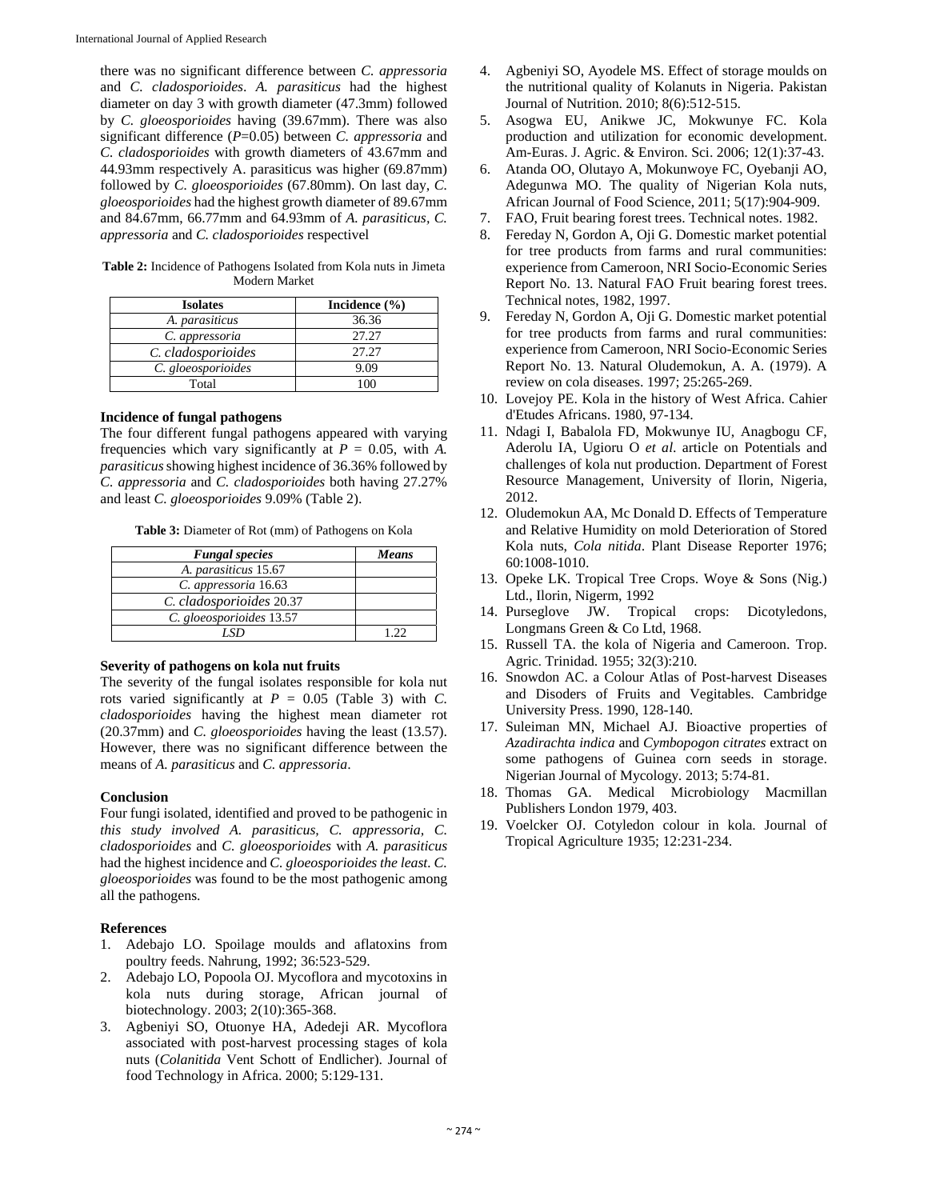there was no significant difference between *C. appressoria* and *C. cladosporioides*. *A. parasiticus* had the highest diameter on day 3 with growth diameter (47.3mm) followed by *C. gloeosporioides* having (39.67mm). There was also significant difference (*P*=0.05) between *C. appressoria* and *C. cladosporioides* with growth diameters of 43.67mm and 44.93mm respectively A. parasiticus was higher (69.87mm) followed by *C. gloeosporioides* (67.80mm). On last day, *C. gloeosporioides* had the highest growth diameter of 89.67mm and 84.67mm, 66.77mm and 64.93mm of *A. parasiticus*, *C. appressoria* and *C. cladosporioides* respectivel

**Table 2:** Incidence of Pathogens Isolated from Kola nuts in Jimeta Modern Market

| Isolates | Incidence (%) |
|---|---|
| *A. parasiticus* | 36.36 |
| *C. appressoria* | 27.27 |
| *C. cladosporioides* | 27.27 |
| *C. gloeosporioides* | 9.09 |
| Total | 100 |

### Incidence of fungal pathogens

The four different fungal pathogens appeared with varying frequencies which vary significantly at *P* = 0.05, with *A. parasiticus* showing highest incidence of 36.36% followed by *C. appressoria* and *C. cladosporioides* both having 27.27% and least *C. gloeosporioides* 9.09% (Table 2).

**Table 3:** Diameter of Rot (mm) of Pathogens on Kola

| *Fungal species* | *Means* |
|---|---|
| *A. parasiticus* 15.67 | |
| *C. appressoria* 16.63 | |
| *C. cladosporioides* 20.37 | |
| *C. gloeosporioides* 13.57 | |
| *LSD* | 1.22 |

### Severity of pathogens on kola nut fruits

The severity of the fungal isolates responsible for kola nut rots varied significantly at *P* = 0.05 (Table 3) with *C. cladosporioides* having the highest mean diameter rot (20.37mm) and *C. gloeosporioides* having the least (13.57). However, there was no significant difference between the means of *A. parasiticus* and *C. appressoria*.

### Conclusion

Four fungi isolated, identified and proved to be pathogenic in *this study involved A. parasiticus, C. appressoria, C. cladosporioides* and *C. gloeosporioides* with *A. parasiticus* had the highest incidence and *C. gloeosporioides the least. C. gloeosporioides* was found to be the most pathogenic among all the pathogens.

### References

1. Adebajo LO. Spoilage moulds and aflatoxins from poultry feeds. Nahrung, 1992; 36:523-529.
2. Adebajo LO, Popoola OJ. Mycoflora and mycotoxins in kola nuts during storage, African journal of biotechnology. 2003; 2(10):365-368.
3. Agbeniyi SO, Otuonye HA, Adedeji AR. Mycoflora associated with post-harvest processing stages of kola nuts (*Colanitida* Vent Schott of Endlicher). Journal of food Technology in Africa. 2000; 5:129-131.
4. Agbeniyi SO, Ayodele MS. Effect of storage moulds on the nutritional quality of Kolanuts in Nigeria. Pakistan Journal of Nutrition. 2010; 8(6):512-515.
5. Asogwa EU, Anikwe JC, Mokwunye FC. Kola production and utilization for economic development. Am-Euras. J. Agric. & Environ. Sci. 2006; 12(1):37-43.
6. Atanda OO, Olutayo A, Mokunwoye FC, Oyebanji AO, Adegunwa MO. The quality of Nigerian Kola nuts, African Journal of Food Science, 2011; 5(17):904-909.
7. FAO, Fruit bearing forest trees. Technical notes. 1982.
8. Fereday N, Gordon A, Oji G. Domestic market potential for tree products from farms and rural communities: experience from Cameroon, NRI Socio-Economic Series Report No. 13. Natural FAO Fruit bearing forest trees. Technical notes, 1982, 1997.
9. Fereday N, Gordon A, Oji G. Domestic market potential for tree products from farms and rural communities: experience from Cameroon, NRI Socio-Economic Series Report No. 13. Natural Oludemokun, A. A. (1979). A review on cola diseases. 1997; 25:265-269.
10. Lovejoy PE. Kola in the history of West Africa. Cahier d'Etudes Africans. 1980, 97-134.
11. Ndagi I, Babalola FD, Mokwunye IU, Anagbogu CF, Aderolu IA, Ugioru O *et al*. article on Potentials and challenges of kola nut production. Department of Forest Resource Management, University of Ilorin, Nigeria, 2012.
12. Oludemokun AA, Mc Donald D. Effects of Temperature and Relative Humidity on mold Deterioration of Stored Kola nuts, *Cola nitida*. Plant Disease Reporter 1976; 60:1008-1010.
13. Opeke LK. Tropical Tree Crops. Woye & Sons (Nig.) Ltd., Ilorin, Nigerm, 1992
14. Purseglove JW. Tropical crops: Dicotyledons, Longmans Green & Co Ltd, 1968.
15. Russell TA. the kola of Nigeria and Cameroon. Trop. Agric. Trinidad. 1955; 32(3):210.
16. Snowdon AC. a Colour Atlas of Post-harvest Diseases and Disoders of Fruits and Vegitables. Cambridge University Press. 1990, 128-140.
17. Suleiman MN, Michael AJ. Bioactive properties of *Azadirachta indica* and *Cymbopogon citrates* extract on some pathogens of Guinea corn seeds in storage. Nigerian Journal of Mycology. 2013; 5:74-81.
18. Thomas GA. Medical Microbiology Macmillan Publishers London 1979, 403.
19. Voelcker OJ. Cotyledon colour in kola. Journal of Tropical Agriculture 1935; 12:231-234.